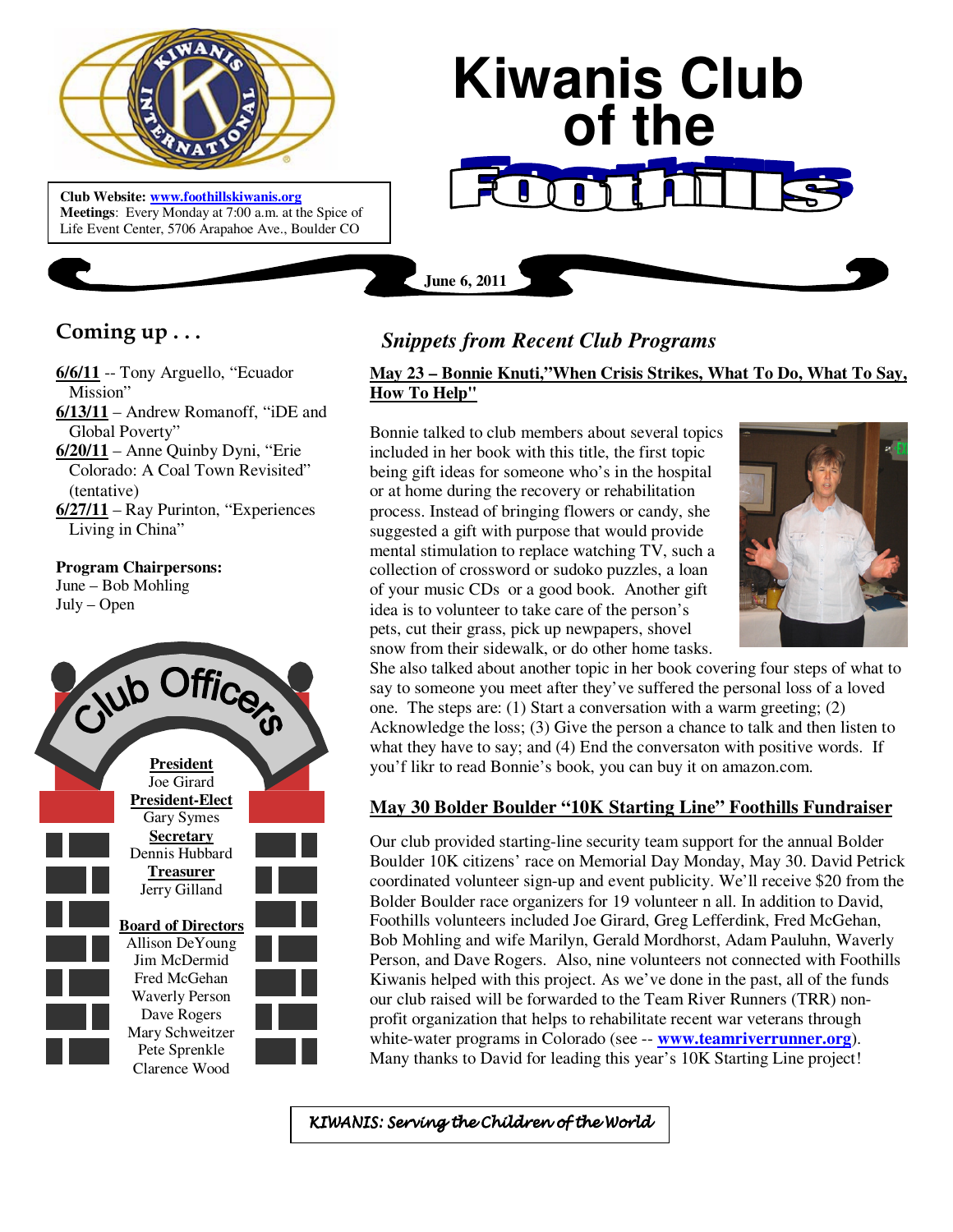# Kiwanis Club of the Foothills

**Club Website:** www.foothillskiwanis.org
**Meetings**: Every Monday at 7:00 a.m. at the Spice of Life Event Center, 5706 Arapahoe Ave., Boulder CO

**June 6, 2011**

## Coming up . . .

**6/6/11** -- Tony Arguello, "Ecuador Mission"
**6/13/11** – Andrew Romanoff, "iDE and Global Poverty"
**6/20/11** – Anne Quinby Dyni, "Erie Colorado: A Coal Town Revisited" (tentative)
**6/27/11** – Ray Purinton, "Experiences Living in China"

**Program Chairpersons:**
June – Bob Mohling
July – Open

## Club Officers

**President**
Joe Girard

**President-Elect**
Gary Symes

**Secretary**
Dennis Hubbard

**Treasurer**
Jerry Gilland

**Board of Directors**
Allison DeYoung
Jim McDermid
Fred McGehan
Waverly Person
Dave Rogers
Mary Schweitzer
Pete Sprenkle
Clarence Wood

## *Snippets from Recent Club Programs*

### May 23 – Bonnie Knuti,"When Crisis Strikes, What To Do, What To Say, How To Help"

Bonnie talked to club members about several topics included in her book with this title, the first topic being gift ideas for someone who's in the hospital or at home during the recovery or rehabilitation process. Instead of bringing flowers or candy, she suggested a gift with purpose that would provide mental stimulation to replace watching TV, such a collection of crossword or sudoko puzzles, a loan of your music CDs or a good book. Another gift idea is to volunteer to take care of the person's pets, cut their grass, pick up newpapers, shovel snow from their sidewalk, or do other home tasks. She also talked about another topic in her book covering four steps of what to say to someone you meet after they've suffered the personal loss of a loved one. The steps are: (1) Start a conversation with a warm greeting; (2) Acknowledge the loss; (3) Give the person a chance to talk and then listen to what they have to say; and (4) End the conversaton with positive words. If you'f likr to read Bonnie's book, you can buy it on amazon.com.

### May 30 Bolder Boulder "10K Starting Line" Foothills Fundraiser

Our club provided starting-line security team support for the annual Bolder Boulder 10K citizens' race on Memorial Day Monday, May 30. David Petrick coordinated volunteer sign-up and event publicity. We'll receive $20 from the Bolder Boulder race organizers for 19 volunteer n all. In addition to David, Foothills volunteers included Joe Girard, Greg Lefferdink, Fred McGehan, Bob Mohling and wife Marilyn, Gerald Mordhorst, Adam Pauluhn, Waverly Person, and Dave Rogers. Also, nine volunteers not connected with Foothills Kiwanis helped with this project. As we've done in the past, all of the funds our club raised will be forwarded to the Team River Runners (TRR) non-profit organization that helps to rehabilitate recent war veterans through white-water programs in Colorado (see -- **www.teamriverrunner.org**). Many thanks to David for leading this year's 10K Starting Line project!

*KIWANIS: Serving the Children of the World*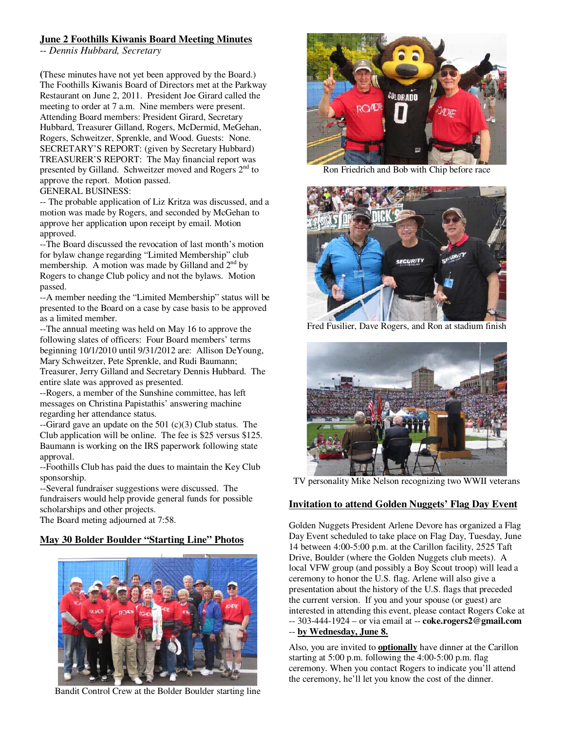## June 2 Foothills Kiwanis Board Meeting Minutes

*-- Dennis Hubbard, Secretary*

(These minutes have not yet been approved by the Board.) The Foothills Kiwanis Board of Directors met at the Parkway Restaurant on June 2, 2011. President Joe Girard called the meeting to order at 7 a.m. Nine members were present. Attending Board members: President Girard, Secretary Hubbard, Treasurer Gilland, Rogers, McDermid, McGehan, Rogers, Schweitzer, Sprenkle, and Wood. Guests: None.

SECRETARY'S REPORT: (given by Secretary Hubbard)

TREASURER'S REPORT: The May financial report was presented by Gilland. Schweitzer moved and Rogers 2nd to approve the report. Motion passed.

GENERAL BUSINESS:

-- The probable application of Liz Kritza was discussed, and a motion was made by Rogers, and seconded by McGehan to approve her application upon receipt by email. Motion approved.

--The Board discussed the revocation of last month's motion for bylaw change regarding "Limited Membership" club membership. A motion was made by Gilland and 2nd by Rogers to change Club policy and not the bylaws. Motion passed.

--A member needing the "Limited Membership" status will be presented to the Board on a case by case basis to be approved as a limited member.

--The annual meeting was held on May 16 to approve the following slates of officers: Four Board members' terms beginning 10/1/2010 until 9/31/2012 are: Allison DeYoung, Mary Schweitzer, Pete Sprenkle, and Rudi Baumann; Treasurer, Jerry Gilland and Secretary Dennis Hubbard. The entire slate was approved as presented.

--Rogers, a member of the Sunshine committee, has left messages on Christina Papistathis' answering machine regarding her attendance status.

--Girard gave an update on the 501 (c)(3) Club status. The Club application will be online. The fee is $25 versus $125. Baumann is working on the IRS paperwork following state approval.

--Foothills Club has paid the dues to maintain the Key Club sponsorship.

--Several fundraiser suggestions were discussed. The fundraisers would help provide general funds for possible scholarships and other projects.

The Board meting adjourned at 7:58.

## May 30 Bolder Boulder "Starting Line" Photos

Bandit Control Crew at the Bolder Boulder starting line

Ron Friedrich and Bob with Chip before race

Fred Fusilier, Dave Rogers, and Ron at stadium finish

TV personality Mike Nelson recognizing two WWII veterans

## Invitation to attend Golden Nuggets' Flag Day Event

Golden Nuggets President Arlene Devore has organized a Flag Day Event scheduled to take place on Flag Day, Tuesday, June 14 between 4:00-5:00 p.m. at the Carillon facility, 2525 Taft Drive, Boulder (where the Golden Nuggets club meets). A local VFW group (and possibly a Boy Scout troop) will lead a ceremony to honor the U.S. flag. Arlene will also give a presentation about the history of the U.S. flags that preceded the current version. If you and your spouse (or guest) are interested in attending this event, please contact Rogers Coke at -- 303-444-1924 – or via email at -- **coke.rogers2@gmail.com** -- **by Wednesday, June 8.**

Also, you are invited to **optionally** have dinner at the Carillon starting at 5:00 p.m. following the 4:00-5:00 p.m. flag ceremony. When you contact Rogers to indicate you'll attend the ceremony, he'll let you know the cost of the dinner.